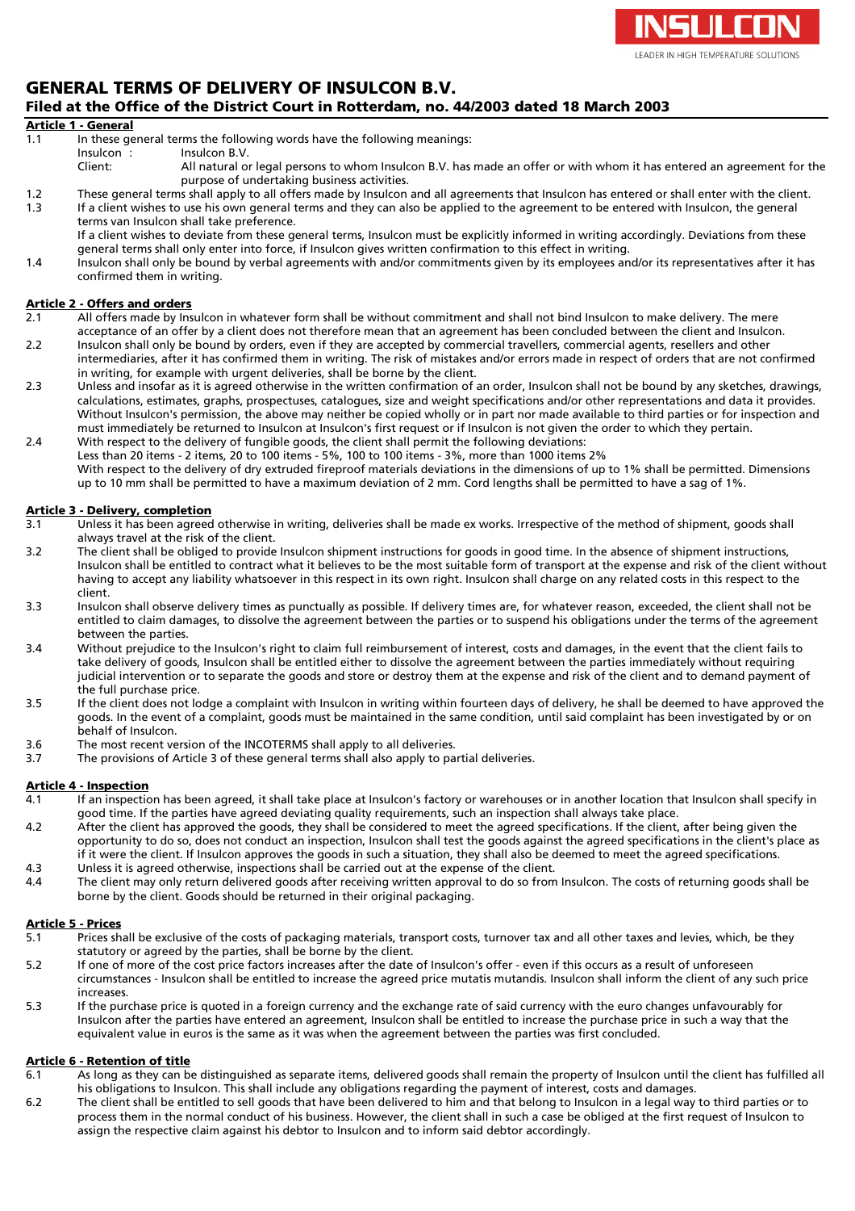INSULCON
LEADER IN HIGH TEMPERATURE SOLUTIONS

# GENERAL TERMS OF DELIVERY OF INSULCON B.V.

## Filed at the Office of the District Court in Rotterdam, no. 44/2003 dated 18 March 2003

### Article 1 - General

1.1 In these general terms the following words have the following meanings:
Insulcon : Insulcon B.V.
Client: All natural or legal persons to whom Insulcon B.V. has made an offer or with whom it has entered an agreement for the purpose of undertaking business activities.

1.2 These general terms shall apply to all offers made by Insulcon and all agreements that Insulcon has entered or shall enter with the client.

1.3 If a client wishes to use his own general terms and they can also be applied to the agreement to be entered with Insulcon, the general terms van Insulcon shall take preference.
If a client wishes to deviate from these general terms, Insulcon must be explicitly informed in writing accordingly. Deviations from these general terms shall only enter into force, if Insulcon gives written confirmation to this effect in writing.

1.4 Insulcon shall only be bound by verbal agreements with and/or commitments given by its employees and/or its representatives after it has confirmed them in writing.

### Article 2 - Offers and orders

2.1 All offers made by Insulcon in whatever form shall be without commitment and shall not bind Insulcon to make delivery. The mere acceptance of an offer by a client does not therefore mean that an agreement has been concluded between the client and Insulcon.

2.2 Insulcon shall only be bound by orders, even if they are accepted by commercial travellers, commercial agents, resellers and other intermediaries, after it has confirmed them in writing. The risk of mistakes and/or errors made in respect of orders that are not confirmed in writing, for example with urgent deliveries, shall be borne by the client.

2.3 Unless and insofar as it is agreed otherwise in the written confirmation of an order, Insulcon shall not be bound by any sketches, drawings, calculations, estimates, graphs, prospectuses, catalogues, size and weight specifications and/or other representations and data it provides. Without Insulcon's permission, the above may neither be copied wholly or in part nor made available to third parties or for inspection and must immediately be returned to Insulcon at Insulcon's first request or if Insulcon is not given the order to which they pertain.

2.4 With respect to the delivery of fungible goods, the client shall permit the following deviations:
Less than 20 items - 2 items, 20 to 100 items - 5%, 100 to 100 items - 3%, more than 1000 items 2%
With respect to the delivery of dry extruded fireproof materials deviations in the dimensions of up to 1% shall be permitted. Dimensions up to 10 mm shall be permitted to have a maximum deviation of 2 mm. Cord lengths shall be permitted to have a sag of 1%.

### Article 3 - Delivery, completion

3.1 Unless it has been agreed otherwise in writing, deliveries shall be made ex works. Irrespective of the method of shipment, goods shall always travel at the risk of the client.

3.2 The client shall be obliged to provide Insulcon shipment instructions for goods in good time. In the absence of shipment instructions, Insulcon shall be entitled to contract what it believes to be the most suitable form of transport at the expense and risk of the client without having to accept any liability whatsoever in this respect in its own right. Insulcon shall charge on any related costs in this respect to the client.

3.3 Insulcon shall observe delivery times as punctually as possible. If delivery times are, for whatever reason, exceeded, the client shall not be entitled to claim damages, to dissolve the agreement between the parties or to suspend his obligations under the terms of the agreement between the parties.

3.4 Without prejudice to the Insulcon's right to claim full reimbursement of interest, costs and damages, in the event that the client fails to take delivery of goods, Insulcon shall be entitled either to dissolve the agreement between the parties immediately without requiring judicial intervention or to separate the goods and store or destroy them at the expense and risk of the client and to demand payment of the full purchase price.

3.5 If the client does not lodge a complaint with Insulcon in writing within fourteen days of delivery, he shall be deemed to have approved the goods. In the event of a complaint, goods must be maintained in the same condition, until said complaint has been investigated by or on behalf of Insulcon.

3.6 The most recent version of the INCOTERMS shall apply to all deliveries.

3.7 The provisions of Article 3 of these general terms shall also apply to partial deliveries.

### Article 4 - Inspection

4.1 If an inspection has been agreed, it shall take place at Insulcon's factory or warehouses or in another location that Insulcon shall specify in good time. If the parties have agreed deviating quality requirements, such an inspection shall always take place.

4.2 After the client has approved the goods, they shall be considered to meet the agreed specifications. If the client, after being given the opportunity to do so, does not conduct an inspection, Insulcon shall test the goods against the agreed specifications in the client's place as if it were the client. If Insulcon approves the goods in such a situation, they shall also be deemed to meet the agreed specifications.

4.3 Unless it is agreed otherwise, inspections shall be carried out at the expense of the client.

4.4 The client may only return delivered goods after receiving written approval to do so from Insulcon. The costs of returning goods shall be borne by the client. Goods should be returned in their original packaging.

### Article 5 - Prices

5.1 Prices shall be exclusive of the costs of packaging materials, transport costs, turnover tax and all other taxes and levies, which, be they statutory or agreed by the parties, shall be borne by the client.

5.2 If one of more of the cost price factors increases after the date of Insulcon's offer - even if this occurs as a result of unforeseen circumstances - Insulcon shall be entitled to increase the agreed price mutatis mutandis. Insulcon shall inform the client of any such price increases.

5.3 If the purchase price is quoted in a foreign currency and the exchange rate of said currency with the euro changes unfavourably for Insulcon after the parties have entered an agreement, Insulcon shall be entitled to increase the purchase price in such a way that the equivalent value in euros is the same as it was when the agreement between the parties was first concluded.

### Article 6 - Retention of title

6.1 As long as they can be distinguished as separate items, delivered goods shall remain the property of Insulcon until the client has fulfilled all his obligations to Insulcon. This shall include any obligations regarding the payment of interest, costs and damages.

6.2 The client shall be entitled to sell goods that have been delivered to him and that belong to Insulcon in a legal way to third parties or to process them in the normal conduct of his business. However, the client shall in such a case be obliged at the first request of Insulcon to assign the respective claim against his debtor to Insulcon and to inform said debtor accordingly.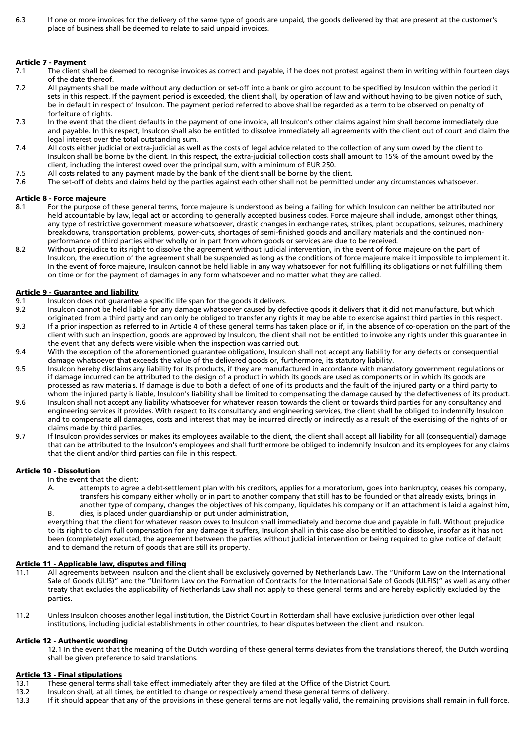6.3 If one or more invoices for the delivery of the same type of goods are unpaid, the goods delivered by that are present at the customer's place of business shall be deemed to relate to said unpaid invoices.

## Article 7 - Payment

7.1 The client shall be deemed to recognise invoices as correct and payable, if he does not protest against them in writing within fourteen days of the date thereof.

7.2 All payments shall be made without any deduction or set-off into a bank or giro account to be specified by Insulcon within the period it sets in this respect. If the payment period is exceeded, the client shall, by operation of law and without having to be given notice of such, be in default in respect of Insulcon. The payment period referred to above shall be regarded as a term to be observed on penalty of forfeiture of rights.

7.3 In the event that the client defaults in the payment of one invoice, all Insulcon's other claims against him shall become immediately due and payable. In this respect, Insulcon shall also be entitled to dissolve immediately all agreements with the client out of court and claim the legal interest over the total outstanding sum.

7.4 All costs either judicial or extra-judicial as well as the costs of legal advice related to the collection of any sum owed by the client to Insulcon shall be borne by the client. In this respect, the extra-judicial collection costs shall amount to 15% of the amount owed by the client, including the interest owed over the principal sum, with a minimum of EUR 250.

7.5 All costs related to any payment made by the bank of the client shall be borne by the client.

7.6 The set-off of debts and claims held by the parties against each other shall not be permitted under any circumstances whatsoever.

## Article 8 - Force majeure

8.1 For the purpose of these general terms, force majeure is understood as being a failing for which Insulcon can neither be attributed nor held accountable by law, legal act or according to generally accepted business codes. Force majeure shall include, amongst other things, any type of restrictive government measure whatsoever, drastic changes in exchange rates, strikes, plant occupations, seizures, machinery breakdowns, transportation problems, power-cuts, shortages of semi-finished goods and ancillary materials and the continued non-performance of third parties either wholly or in part from whom goods or services are due to be received.

8.2 Without prejudice to its right to dissolve the agreement without judicial intervention, in the event of force majeure on the part of Insulcon, the execution of the agreement shall be suspended as long as the conditions of force majeure make it impossible to implement it. In the event of force majeure, Insulcon cannot be held liable in any way whatsoever for not fulfilling its obligations or not fulfilling them on time or for the payment of damages in any form whatsoever and no matter what they are called.

## Article 9 - Guarantee and liability

9.1 Insulcon does not guarantee a specific life span for the goods it delivers.

9.2 Insulcon cannot be held liable for any damage whatsoever caused by defective goods it delivers that it did not manufacture, but which originated from a third party and can only be obliged to transfer any rights it may be able to exercise against third parties in this respect.

9.3 If a prior inspection as referred to in Article 4 of these general terms has taken place or if, in the absence of co-operation on the part of the client with such an inspection, goods are approved by Insulcon, the client shall not be entitled to invoke any rights under this guarantee in the event that any defects were visible when the inspection was carried out.

9.4 With the exception of the aforementioned guarantee obligations, Insulcon shall not accept any liability for any defects or consequential damage whatsoever that exceeds the value of the delivered goods or, furthermore, its statutory liability.

9.5 Insulcon hereby disclaims any liability for its products, if they are manufactured in accordance with mandatory government regulations or if damage incurred can be attributed to the design of a product in which its goods are used as components or in which its goods are processed as raw materials. If damage is due to both a defect of one of its products and the fault of the injured party or a third party to whom the injured party is liable, Insulcon's liability shall be limited to compensating the damage caused by the defectiveness of its product.

9.6 Insulcon shall not accept any liability whatsoever for whatever reason towards the client or towards third parties for any consultancy and engineering services it provides. With respect to its consultancy and engineering services, the client shall be obliged to indemnify Insulcon and to compensate all damages, costs and interest that may be incurred directly or indirectly as a result of the exercising of the rights of or claims made by third parties.

9.7 If Insulcon provides services or makes its employees available to the client, the client shall accept all liability for all (consequential) damage that can be attributed to the Insulcon's employees and shall furthermore be obliged to indemnify Insulcon and its employees for any claims that the client and/or third parties can file in this respect.

## Article 10 - Dissolution

In the event that the client:

A. attempts to agree a debt-settlement plan with his creditors, applies for a moratorium, goes into bankruptcy, ceases his company, transfers his company either wholly or in part to another company that still has to be founded or that already exists, brings in another type of company, changes the objectives of his company, liquidates his company or if an attachment is laid a against him,

B. dies, is placed under guardianship or put under administration,

everything that the client for whatever reason owes to Insulcon shall immediately and become due and payable in full. Without prejudice to its right to claim full compensation for any damage it suffers, Insulcon shall in this case also be entitled to dissolve, insofar as it has not been (completely) executed, the agreement between the parties without judicial intervention or being required to give notice of default and to demand the return of goods that are still its property.

## Article 11 - Applicable law, disputes and filing

11.1 All agreements between Insulcon and the client shall be exclusively governed by Netherlands Law. The "Uniform Law on the International Sale of Goods (ULIS)" and the "Uniform Law on the Formation of Contracts for the International Sale of Goods (ULFIS)" as well as any other treaty that excludes the applicability of Netherlands Law shall not apply to these general terms and are hereby explicitly excluded by the parties.

11.2 Unless Insulcon chooses another legal institution, the District Court in Rotterdam shall have exclusive jurisdiction over other legal institutions, including judicial establishments in other countries, to hear disputes between the client and Insulcon.

## Article 12 - Authentic wording

12.1 In the event that the meaning of the Dutch wording of these general terms deviates from the translations thereof, the Dutch wording shall be given preference to said translations.

## Article 13 - Final stipulations

13.1 These general terms shall take effect immediately after they are filed at the Office of the District Court.

13.2 Insulcon shall, at all times, be entitled to change or respectively amend these general terms of delivery.

13.3 If it should appear that any of the provisions in these general terms are not legally valid, the remaining provisions shall remain in full force.